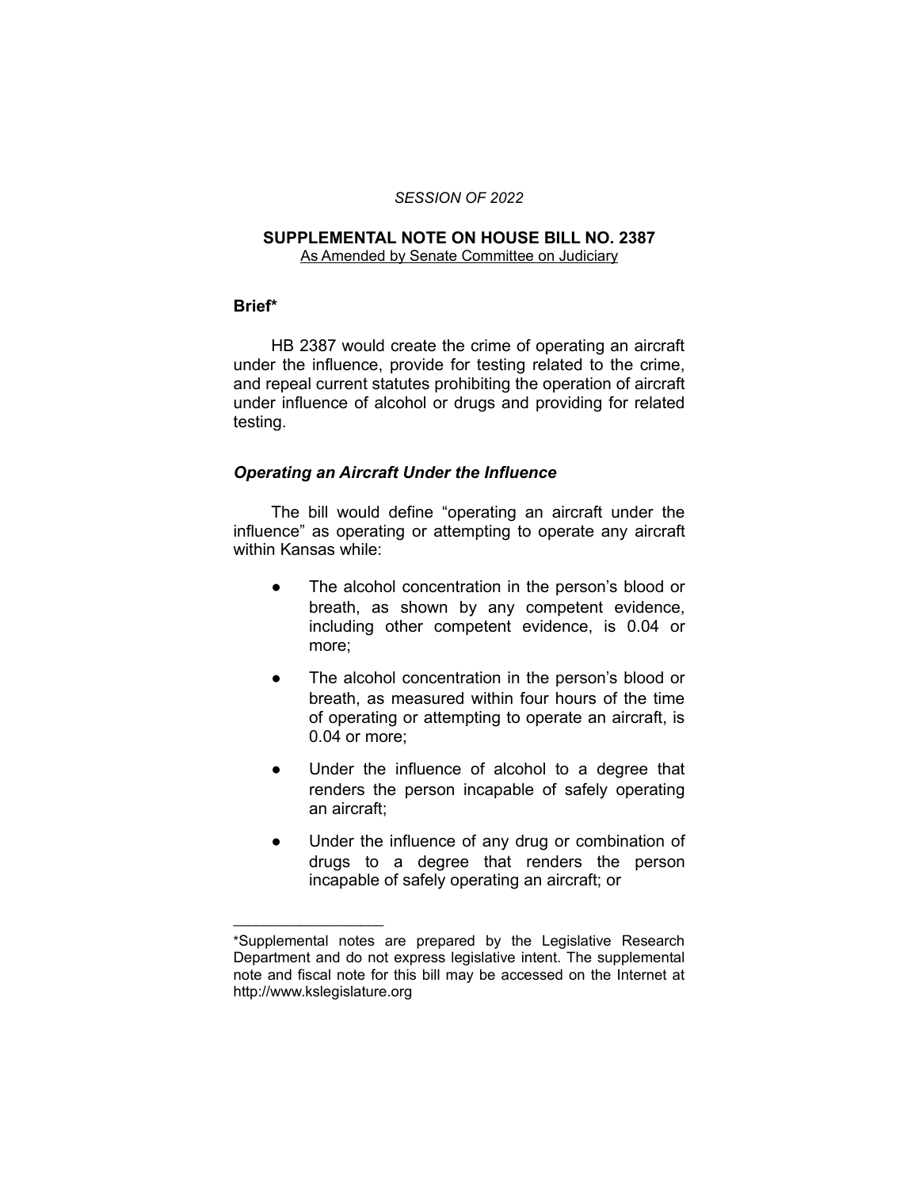*SESSION OF 2022*

**SUPPLEMENTAL NOTE ON HOUSE BILL NO. 2387**

As Amended by Senate Committee on Judiciary

**Brief***

HB 2387 would create the crime of operating an aircraft under the influence, provide for testing related to the crime, and repeal current statutes prohibiting the operation of aircraft under influence of alcohol or drugs and providing for related testing.

***Operating an Aircraft Under the Influence***

The bill would define "operating an aircraft under the influence" as operating or attempting to operate any aircraft within Kansas while:

- The alcohol concentration in the person's blood or breath, as shown by any competent evidence, including other competent evidence, is 0.04 or more;
- The alcohol concentration in the person's blood or breath, as measured within four hours of the time of operating or attempting to operate an aircraft, is 0.04 or more;
- Under the influence of alcohol to a degree that renders the person incapable of safely operating an aircraft;
- Under the influence of any drug or combination of drugs to a degree that renders the person incapable of safely operating an aircraft; or

---

*Supplemental notes are prepared by the Legislative Research Department and do not express legislative intent. The supplemental note and fiscal note for this bill may be accessed on the Internet at http://www.kslegislature.org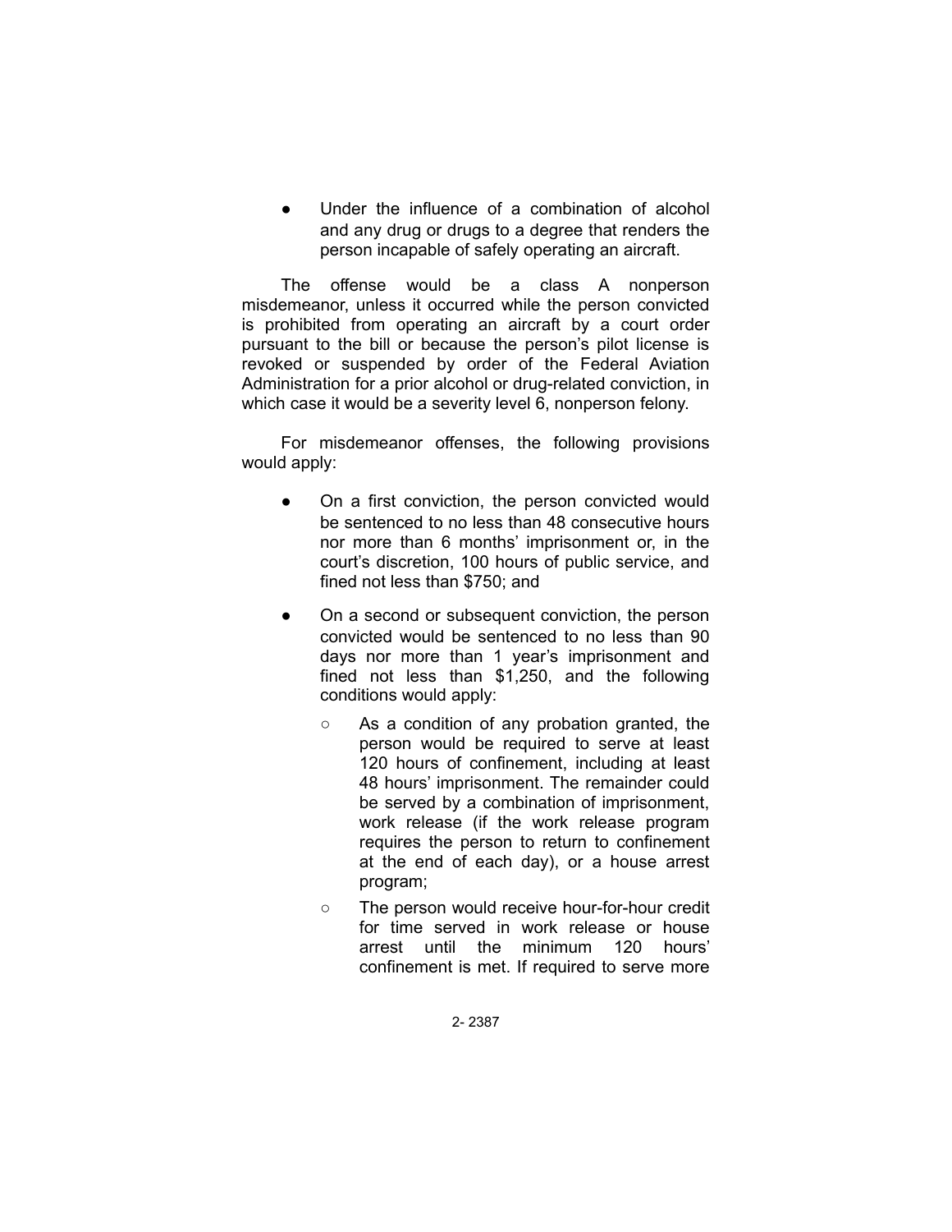- Under the influence of a combination of alcohol and any drug or drugs to a degree that renders the person incapable of safely operating an aircraft.

The offense would be a class A nonperson misdemeanor, unless it occurred while the person convicted is prohibited from operating an aircraft by a court order pursuant to the bill or because the person's pilot license is revoked or suspended by order of the Federal Aviation Administration for a prior alcohol or drug-related conviction, in which case it would be a severity level 6, nonperson felony.

For misdemeanor offenses, the following provisions would apply:

- On a first conviction, the person convicted would be sentenced to no less than 48 consecutive hours nor more than 6 months' imprisonment or, in the court's discretion, 100 hours of public service, and fined not less than $750; and
- On a second or subsequent conviction, the person convicted would be sentenced to no less than 90 days nor more than 1 year's imprisonment and fined not less than $1,250, and the following conditions would apply:
  - As a condition of any probation granted, the person would be required to serve at least 120 hours of confinement, including at least 48 hours' imprisonment. The remainder could be served by a combination of imprisonment, work release (if the work release program requires the person to return to confinement at the end of each day), or a house arrest program;
  - The person would receive hour-for-hour credit for time served in work release or house arrest until the minimum 120 hours' confinement is met. If required to serve more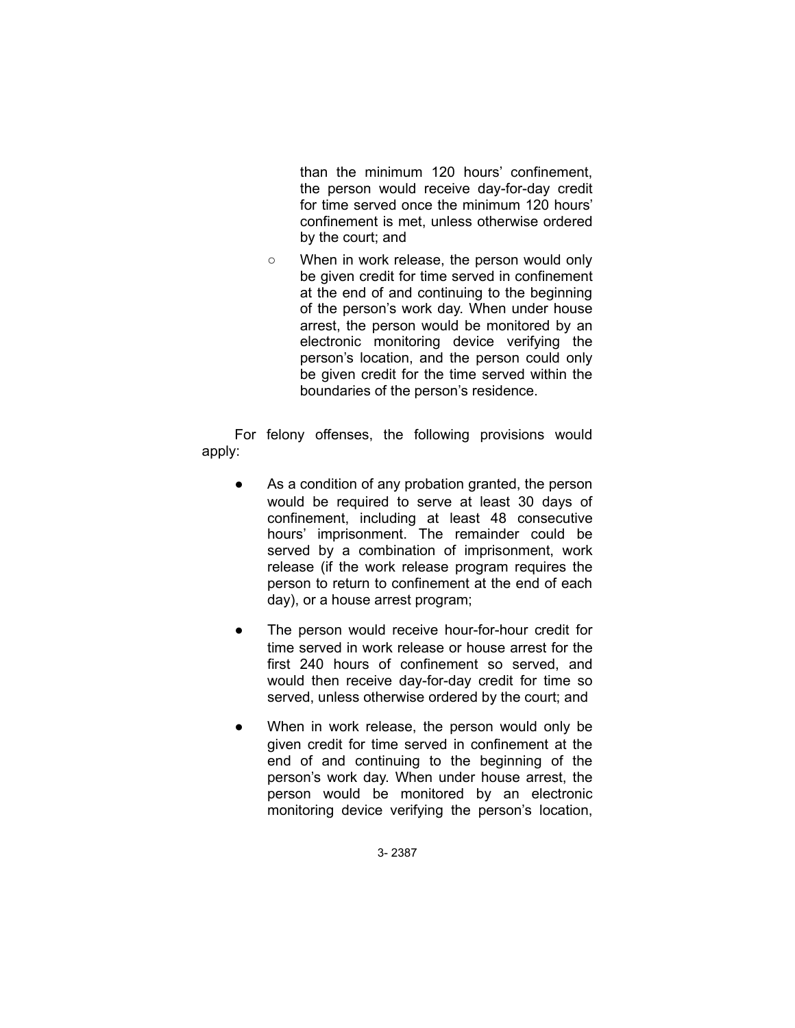than the minimum 120 hours' confinement, the person would receive day-for-day credit for time served once the minimum 120 hours' confinement is met, unless otherwise ordered by the court; and

  - When in work release, the person would only be given credit for time served in confinement at the end of and continuing to the beginning of the person's work day. When under house arrest, the person would be monitored by an electronic monitoring device verifying the person's location, and the person could only be given credit for the time served within the boundaries of the person's residence.

For felony offenses, the following provisions would apply:

- As a condition of any probation granted, the person would be required to serve at least 30 days of confinement, including at least 48 consecutive hours' imprisonment. The remainder could be served by a combination of imprisonment, work release (if the work release program requires the person to return to confinement at the end of each day), or a house arrest program;

- The person would receive hour-for-hour credit for time served in work release or house arrest for the first 240 hours of confinement so served, and would then receive day-for-day credit for time so served, unless otherwise ordered by the court; and

- When in work release, the person would only be given credit for time served in confinement at the end of and continuing to the beginning of the person's work day. When under house arrest, the person would be monitored by an electronic monitoring device verifying the person's location,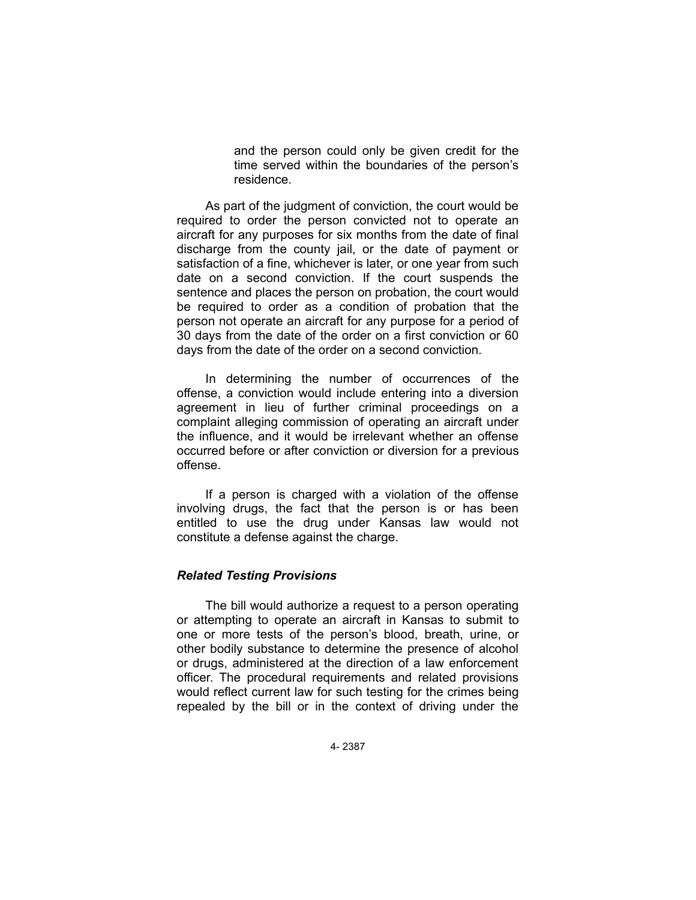and the person could only be given credit for the time served within the boundaries of the person's residence.

As part of the judgment of conviction, the court would be required to order the person convicted not to operate an aircraft for any purposes for six months from the date of final discharge from the county jail, or the date of payment or satisfaction of a fine, whichever is later, or one year from such date on a second conviction. If the court suspends the sentence and places the person on probation, the court would be required to order as a condition of probation that the person not operate an aircraft for any purpose for a period of 30 days from the date of the order on a first conviction or 60 days from the date of the order on a second conviction.

In determining the number of occurrences of the offense, a conviction would include entering into a diversion agreement in lieu of further criminal proceedings on a complaint alleging commission of operating an aircraft under the influence, and it would be irrelevant whether an offense occurred before or after conviction or diversion for a previous offense.

If a person is charged with a violation of the offense involving drugs, the fact that the person is or has been entitled to use the drug under Kansas law would not constitute a defense against the charge.

### *Related Testing Provisions*

The bill would authorize a request to a person operating or attempting to operate an aircraft in Kansas to submit to one or more tests of the person's blood, breath, urine, or other bodily substance to determine the presence of alcohol or drugs, administered at the direction of a law enforcement officer. The procedural requirements and related provisions would reflect current law for such testing for the crimes being repealed by the bill or in the context of driving under the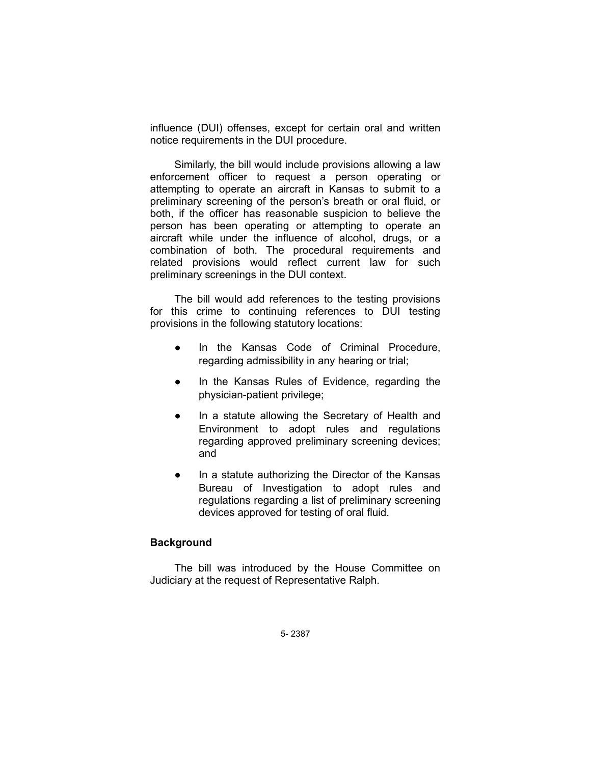influence (DUI) offenses, except for certain oral and written notice requirements in the DUI procedure.

Similarly, the bill would include provisions allowing a law enforcement officer to request a person operating or attempting to operate an aircraft in Kansas to submit to a preliminary screening of the person's breath or oral fluid, or both, if the officer has reasonable suspicion to believe the person has been operating or attempting to operate an aircraft while under the influence of alcohol, drugs, or a combination of both. The procedural requirements and related provisions would reflect current law for such preliminary screenings in the DUI context.

The bill would add references to the testing provisions for this crime to continuing references to DUI testing provisions in the following statutory locations:

- In the Kansas Code of Criminal Procedure, regarding admissibility in any hearing or trial;
- In the Kansas Rules of Evidence, regarding the physician-patient privilege;
- In a statute allowing the Secretary of Health and Environment to adopt rules and regulations regarding approved preliminary screening devices; and
- In a statute authorizing the Director of the Kansas Bureau of Investigation to adopt rules and regulations regarding a list of preliminary screening devices approved for testing of oral fluid.

## Background

The bill was introduced by the House Committee on Judiciary at the request of Representative Ralph.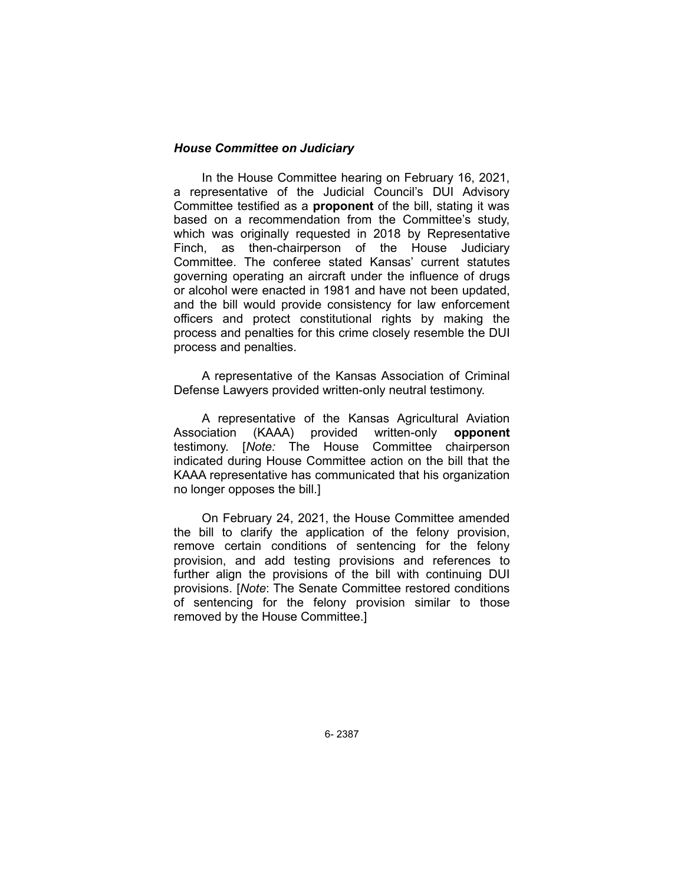***House Committee on Judiciary***

In the House Committee hearing on February 16, 2021, a representative of the Judicial Council's DUI Advisory Committee testified as a **proponent** of the bill, stating it was based on a recommendation from the Committee's study, which was originally requested in 2018 by Representative Finch, as then-chairperson of the House Judiciary Committee. The conferee stated Kansas' current statutes governing operating an aircraft under the influence of drugs or alcohol were enacted in 1981 and have not been updated, and the bill would provide consistency for law enforcement officers and protect constitutional rights by making the process and penalties for this crime closely resemble the DUI process and penalties.

A representative of the Kansas Association of Criminal Defense Lawyers provided written-only neutral testimony.

A representative of the Kansas Agricultural Aviation Association (KAAA) provided written-only **opponent** testimony. [*Note:* The House Committee chairperson indicated during House Committee action on the bill that the KAAA representative has communicated that his organization no longer opposes the bill.]

On February 24, 2021, the House Committee amended the bill to clarify the application of the felony provision, remove certain conditions of sentencing for the felony provision, and add testing provisions and references to further align the provisions of the bill with continuing DUI provisions. [*Note*: The Senate Committee restored conditions of sentencing for the felony provision similar to those removed by the House Committee.]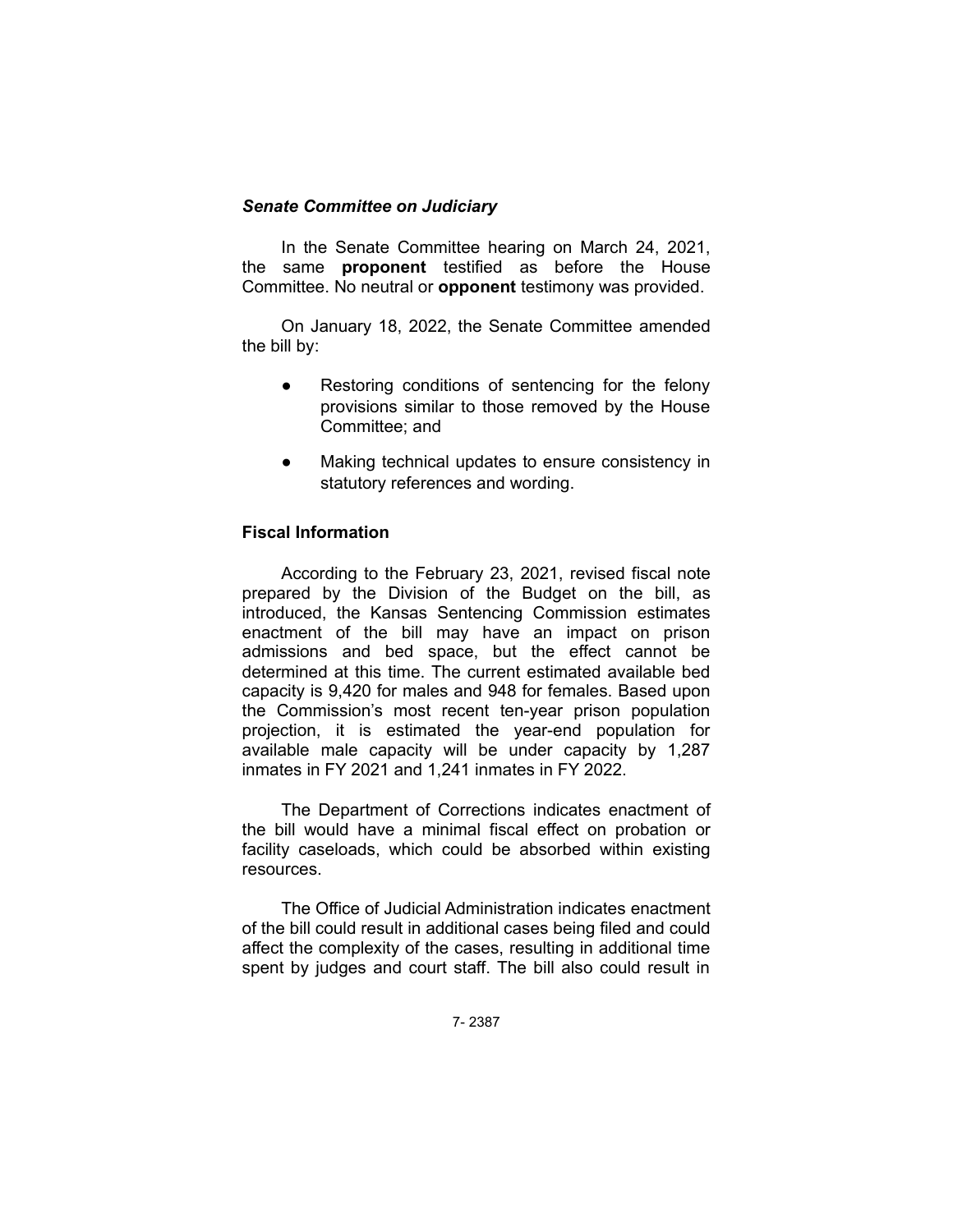### *Senate Committee on Judiciary*

In the Senate Committee hearing on March 24, 2021, the same **proponent** testified as before the House Committee. No neutral or **opponent** testimony was provided.

On January 18, 2022, the Senate Committee amended the bill by:

- Restoring conditions of sentencing for the felony provisions similar to those removed by the House Committee; and
- Making technical updates to ensure consistency in statutory references and wording.

## Fiscal Information

According to the February 23, 2021, revised fiscal note prepared by the Division of the Budget on the bill, as introduced, the Kansas Sentencing Commission estimates enactment of the bill may have an impact on prison admissions and bed space, but the effect cannot be determined at this time. The current estimated available bed capacity is 9,420 for males and 948 for females. Based upon the Commission's most recent ten-year prison population projection, it is estimated the year-end population for available male capacity will be under capacity by 1,287 inmates in FY 2021 and 1,241 inmates in FY 2022.

The Department of Corrections indicates enactment of the bill would have a minimal fiscal effect on probation or facility caseloads, which could be absorbed within existing resources.

The Office of Judicial Administration indicates enactment of the bill could result in additional cases being filed and could affect the complexity of the cases, resulting in additional time spent by judges and court staff. The bill also could result in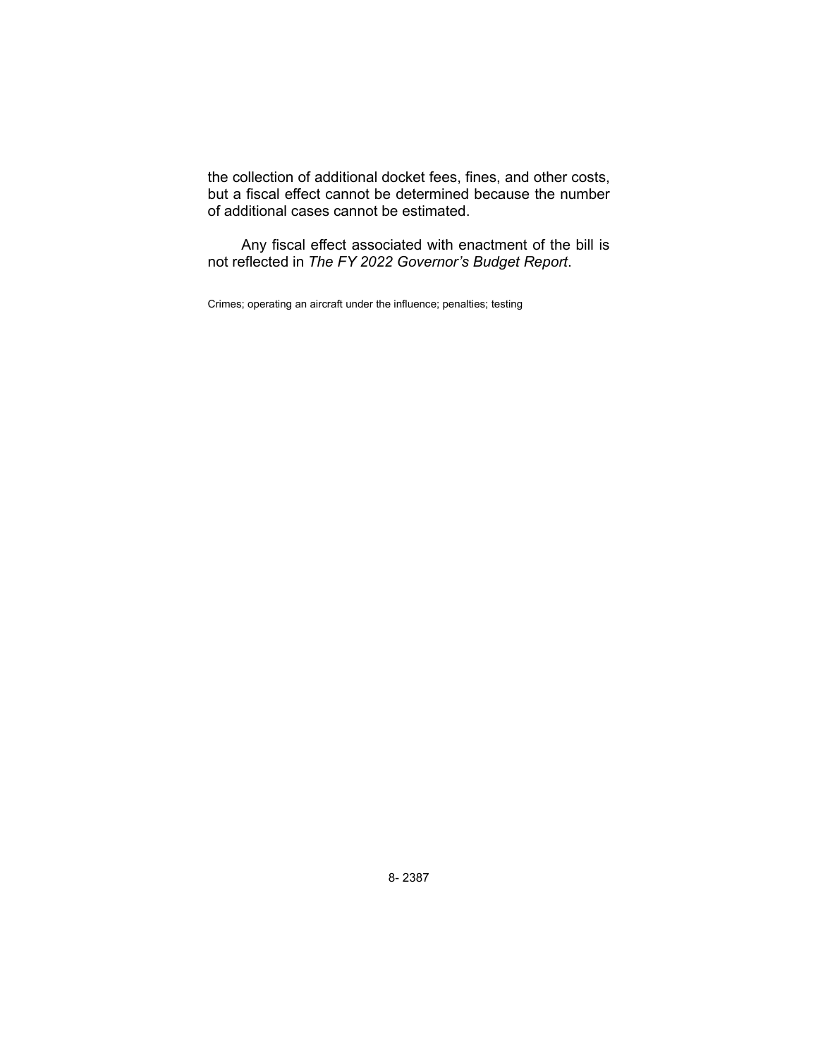the collection of additional docket fees, fines, and other costs, but a fiscal effect cannot be determined because the number of additional cases cannot be estimated.

Any fiscal effect associated with enactment of the bill is not reflected in *The FY 2022 Governor's Budget Report*.

Crimes; operating an aircraft under the influence; penalties; testing